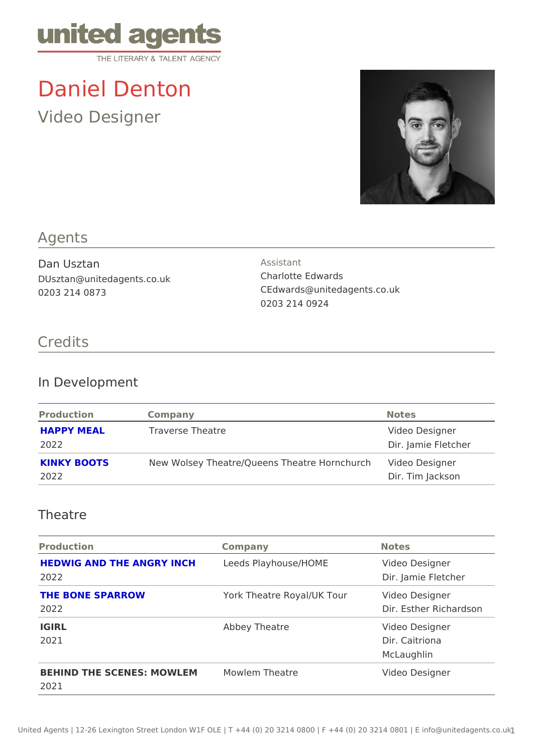united agents
THE LITERARY & TALENT AGENCY

# Daniel Denton

## Video Designer

## Agents

Dan Usztan
DUsztan@unitedagents.co.uk
0203 214 0873

Assistant
Charlotte Edwards
CEdwards@unitedagents.co.uk
0203 214 0924

## Credits

### In Development

| Production | Company | Notes |
|---|---|---|
| **HAPPY MEAL**<br>2022 | Traverse Theatre | Video Designer<br>Dir. Jamie Fletcher |
| **KINKY BOOTS**<br>2022 | New Wolsey Theatre/Queens Theatre Hornchurch | Video Designer<br>Dir. Tim Jackson |

### Theatre

| Production | Company | Notes |
|---|---|---|
| **HEDWIG AND THE ANGRY INCH**<br>2022 | Leeds Playhouse/HOME | Video Designer<br>Dir. Jamie Fletcher |
| **THE BONE SPARROW**<br>2022 | York Theatre Royal/UK Tour | Video Designer<br>Dir. Esther Richardson |
| **IGIRL**<br>2021 | Abbey Theatre | Video Designer<br>Dir. Caitriona McLaughlin |
| **BEHIND THE SCENES: MOWLEM**<br>2021 | Mowlem Theatre | Video Designer |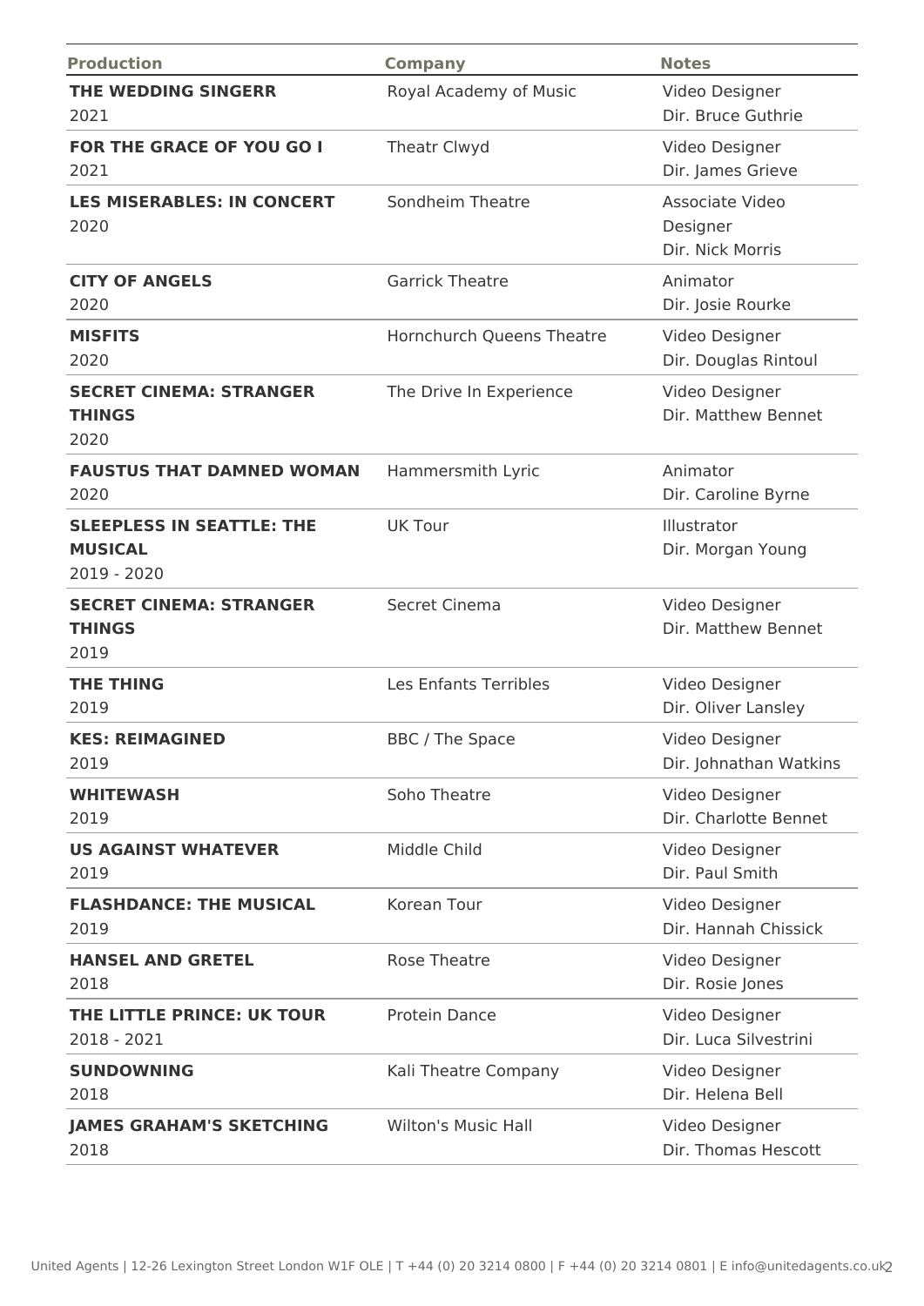| Production | Company | Notes |
|---|---|---|
| **THE WEDDING SINGERR** 2021 | Royal Academy of Music | Video Designer Dir. Bruce Guthrie |
| **FOR THE GRACE OF YOU GO I** 2021 | Theatr Clwyd | Video Designer Dir. James Grieve |
| **LES MISERABLES: IN CONCERT** 2020 | Sondheim Theatre | Associate Video Designer Dir. Nick Morris |
| **CITY OF ANGELS** 2020 | Garrick Theatre | Animator Dir. Josie Rourke |
| **MISFITS** 2020 | Hornchurch Queens Theatre | Video Designer Dir. Douglas Rintoul |
| **SECRET CINEMA: STRANGER THINGS** 2020 | The Drive In Experience | Video Designer Dir. Matthew Bennet |
| **FAUSTUS THAT DAMNED WOMAN** 2020 | Hammersmith Lyric | Animator Dir. Caroline Byrne |
| **SLEEPLESS IN SEATTLE: THE MUSICAL** 2019 - 2020 | UK Tour | Illustrator Dir. Morgan Young |
| **SECRET CINEMA: STRANGER THINGS** 2019 | Secret Cinema | Video Designer Dir. Matthew Bennet |
| **THE THING** 2019 | Les Enfants Terribles | Video Designer Dir. Oliver Lansley |
| **KES: REIMAGINED** 2019 | BBC / The Space | Video Designer Dir. Johnathan Watkins |
| **WHITEWASH** 2019 | Soho Theatre | Video Designer Dir. Charlotte Bennet |
| **US AGAINST WHATEVER** 2019 | Middle Child | Video Designer Dir. Paul Smith |
| **FLASHDANCE: THE MUSICAL** 2019 | Korean Tour | Video Designer Dir. Hannah Chissick |
| **HANSEL AND GRETEL** 2018 | Rose Theatre | Video Designer Dir. Rosie Jones |
| **THE LITTLE PRINCE: UK TOUR** 2018 - 2021 | Protein Dance | Video Designer Dir. Luca Silvestrini |
| **SUNDOWNING** 2018 | Kali Theatre Company | Video Designer Dir. Helena Bell |
| **JAMES GRAHAM'S SKETCHING** 2018 | Wilton's Music Hall | Video Designer Dir. Thomas Hescott |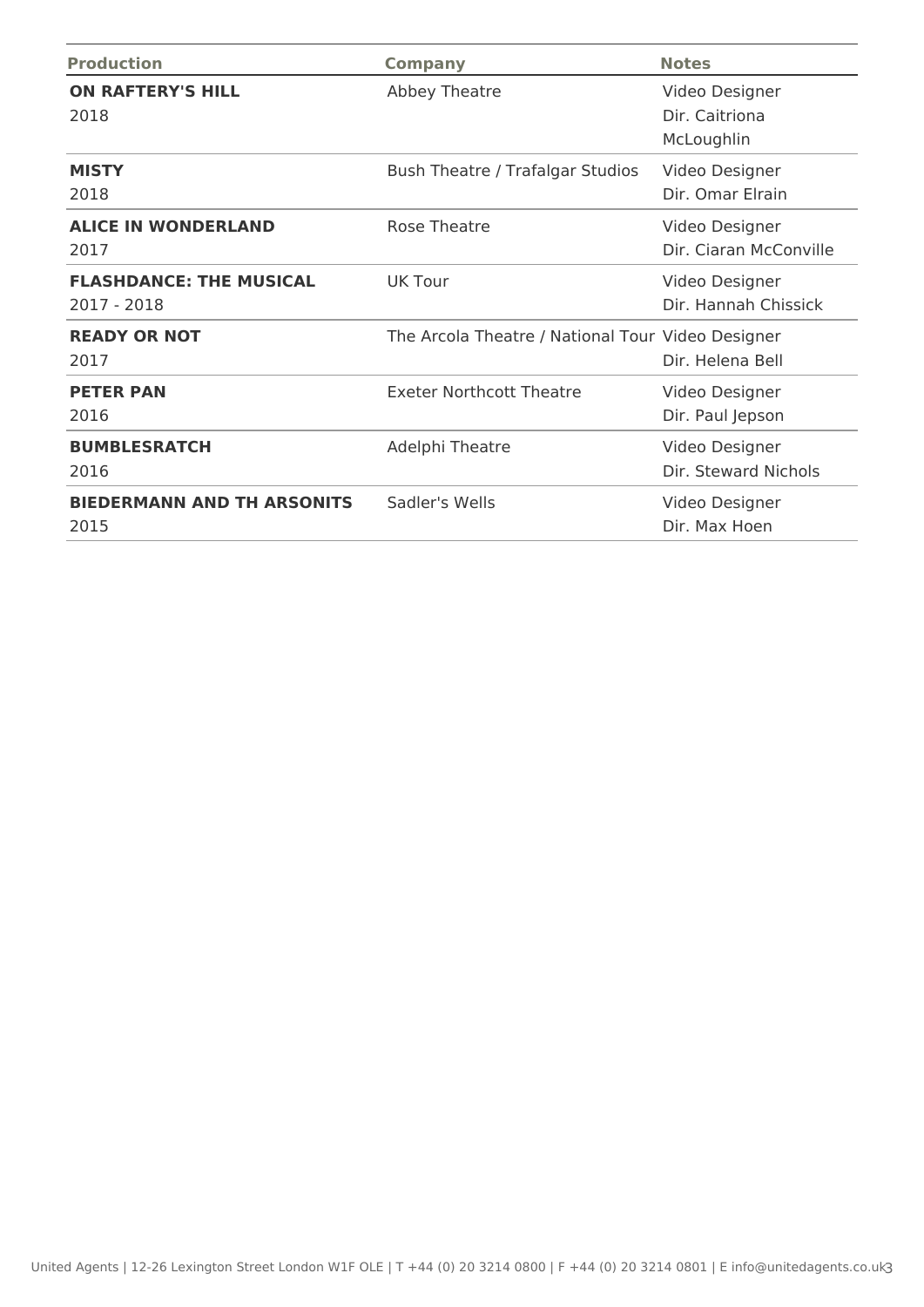| Production | Company | Notes |
|---|---|---|
| **ON RAFTERY'S HILL**<br>2018 | Abbey Theatre | Video Designer<br>Dir. Caitriona McLoughlin |
| **MISTY**<br>2018 | Bush Theatre / Trafalgar Studios | Video Designer<br>Dir. Omar Elrain |
| **ALICE IN WONDERLAND**<br>2017 | Rose Theatre | Video Designer<br>Dir. Ciaran McConville |
| **FLASHDANCE: THE MUSICAL**<br>2017 - 2018 | UK Tour | Video Designer<br>Dir. Hannah Chissick |
| **READY OR NOT**<br>2017 | The Arcola Theatre / National Tour | Video Designer<br>Dir. Helena Bell |
| **PETER PAN**<br>2016 | Exeter Northcott Theatre | Video Designer<br>Dir. Paul Jepson |
| **BUMBLESRATCH**<br>2016 | Adelphi Theatre | Video Designer<br>Dir. Steward Nichols |
| **BIEDERMANN AND TH ARSONITS**<br>2015 | Sadler's Wells | Video Designer<br>Dir. Max Hoen |